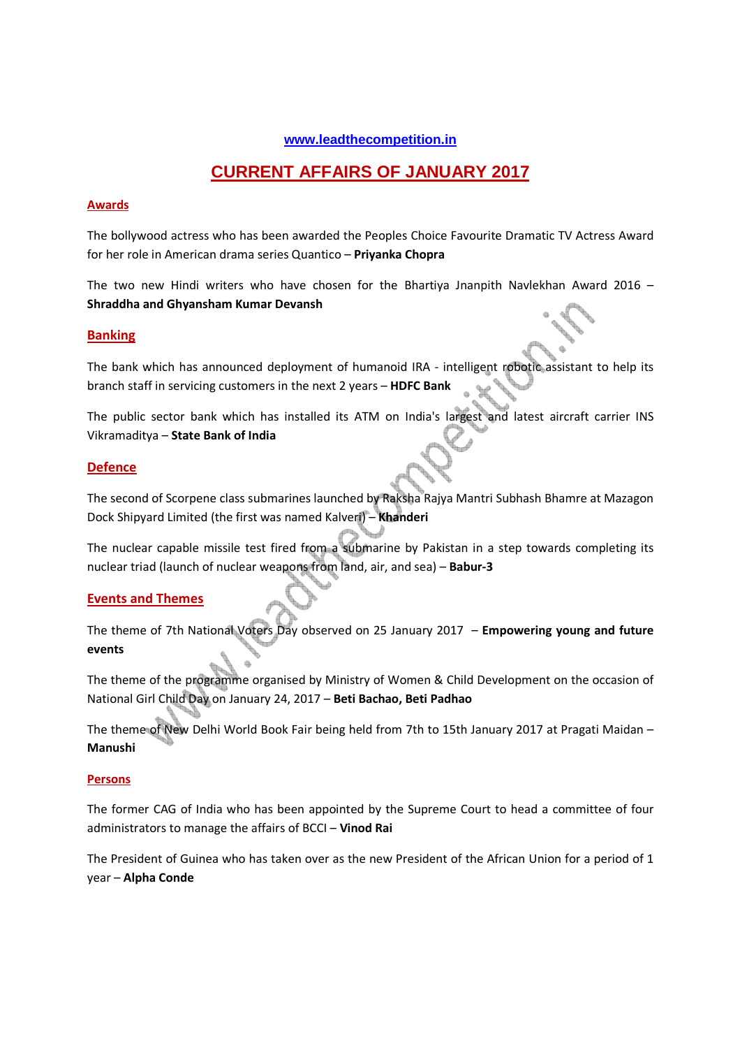www.leadthecompetition.in

# CURRENT AFFAIRS OF JANUARY 2017

## Awards

The bollywood actress who has been awarded the Peoples Choice Favourite Dramatic TV Actress Award for her role in American drama series Quantico – **Priyanka Chopra**

The two new Hindi writers who have chosen for the Bhartiya Jnanpith Navlekhan Award 2016 – **Shraddha and Ghyansham Kumar Devansh**

## Banking

The bank which has announced deployment of humanoid IRA - intelligent robotic assistant to help its branch staff in servicing customers in the next 2 years – **HDFC Bank**

The public sector bank which has installed its ATM on India's largest and latest aircraft carrier INS Vikramaditya – **State Bank of India**

## Defence

The second of Scorpene class submarines launched by Raksha Rajya Mantri Subhash Bhamre at Mazagon Dock Shipyard Limited (the first was named Kalveri) – **Khanderi**

The nuclear capable missile test fired from a submarine by Pakistan in a step towards completing its nuclear triad (launch of nuclear weapons from land, air, and sea) – **Babur-3**

## Events and Themes

The theme of 7th National Voters Day observed on 25 January 2017 – **Empowering young and future events**

The theme of the programme organised by Ministry of Women & Child Development on the occasion of National Girl Child Day on January 24, 2017 – **Beti Bachao, Beti Padhao**

The theme of New Delhi World Book Fair being held from 7th to 15th January 2017 at Pragati Maidan – **Manushi**

## Persons

The former CAG of India who has been appointed by the Supreme Court to head a committee of four administrators to manage the affairs of BCCI – **Vinod Rai**

The President of Guinea who has taken over as the new President of the African Union for a period of 1 year – **Alpha Conde**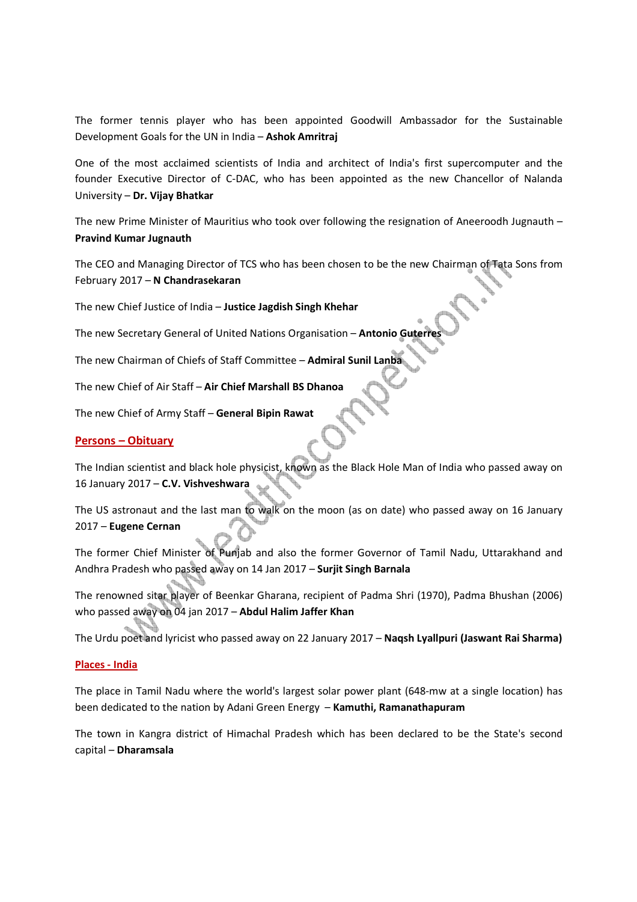The former tennis player who has been appointed Goodwill Ambassador for the Sustainable Development Goals for the UN in India – **Ashok Amritraj**

One of the most acclaimed scientists of India and architect of India's first supercomputer and the founder Executive Director of C-DAC, who has been appointed as the new Chancellor of Nalanda University – **Dr. Vijay Bhatkar**

The new Prime Minister of Mauritius who took over following the resignation of Aneeroodh Jugnauth – **Pravind Kumar Jugnauth**

The CEO and Managing Director of TCS who has been chosen to be the new Chairman of Tata Sons from February 2017 – **N Chandrasekaran**

The new Chief Justice of India – **Justice Jagdish Singh Khehar**

The new Secretary General of United Nations Organisation – **Antonio Guterres**

The new Chairman of Chiefs of Staff Committee – **Admiral Sunil Lanba**

The new Chief of Air Staff – **Air Chief Marshall BS Dhanoa**

The new Chief of Army Staff – **General Bipin Rawat**

## Persons – Obituary

The Indian scientist and black hole physicist, known as the Black Hole Man of India who passed away on 16 January 2017 – **C.V. Vishveshwara**

The US astronaut and the last man to walk on the moon (as on date) who passed away on 16 January 2017 – **Eugene Cernan**

The former Chief Minister of Punjab and also the former Governor of Tamil Nadu, Uttarakhand and Andhra Pradesh who passed away on 14 Jan 2017 – **Surjit Singh Barnala**

The renowned sitar player of Beenkar Gharana, recipient of Padma Shri (1970), Padma Bhushan (2006) who passed away on 04 jan 2017 – **Abdul Halim Jaffer Khan**

The Urdu poet and lyricist who passed away on 22 January 2017 – **Naqsh Lyallpuri (Jaswant Rai Sharma)**

## Places - India

The place in Tamil Nadu where the world's largest solar power plant (648-mw at a single location) has been dedicated to the nation by Adani Green Energy – **Kamuthi, Ramanathapuram**

The town in Kangra district of Himachal Pradesh which has been declared to be the State's second capital – **Dharamsala**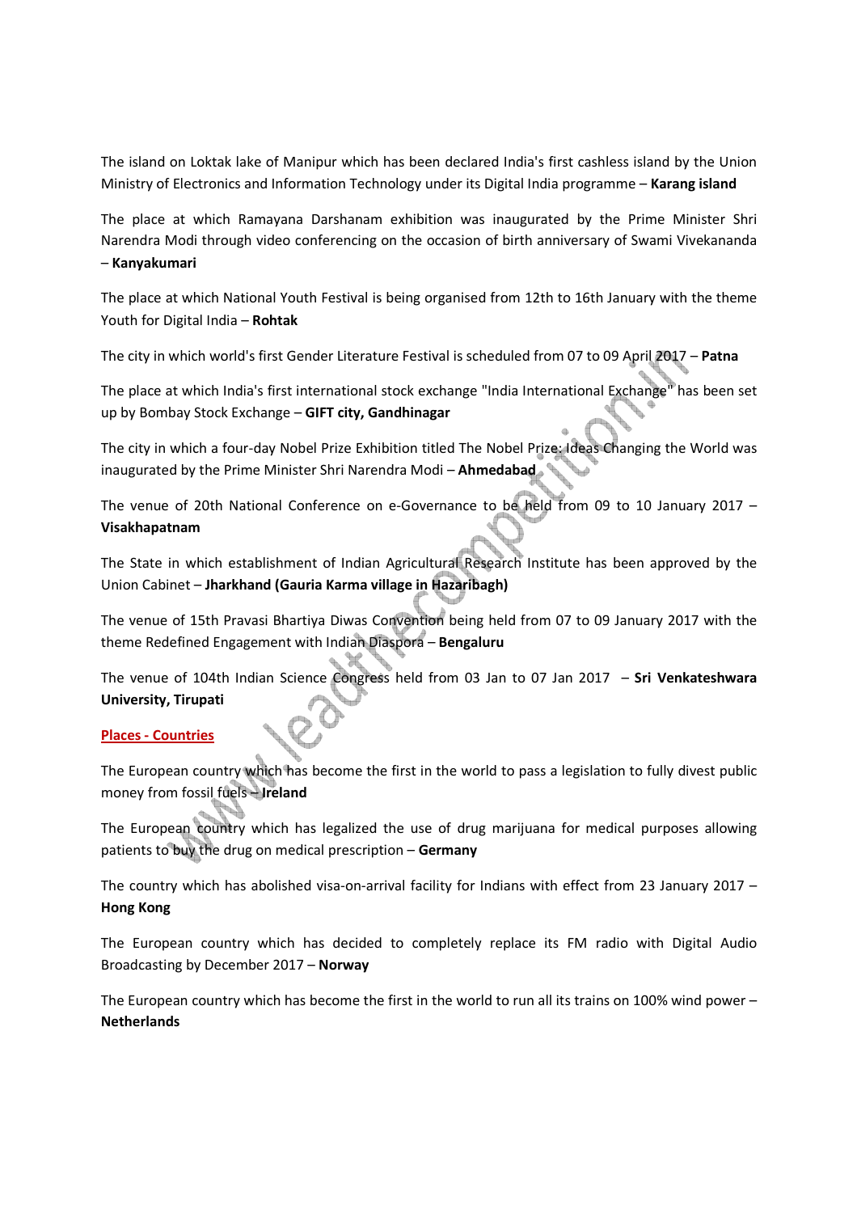The island on Loktak lake of Manipur which has been declared India's first cashless island by the Union Ministry of Electronics and Information Technology under its Digital India programme – **Karang island**

The place at which Ramayana Darshanam exhibition was inaugurated by the Prime Minister Shri Narendra Modi through video conferencing on the occasion of birth anniversary of Swami Vivekananda – **Kanyakumari**

The place at which National Youth Festival is being organised from 12th to 16th January with the theme Youth for Digital India – **Rohtak**

The city in which world's first Gender Literature Festival is scheduled from 07 to 09 April 2017 – **Patna**

The place at which India's first international stock exchange "India International Exchange" has been set up by Bombay Stock Exchange – **GIFT city, Gandhinagar**

The city in which a four-day Nobel Prize Exhibition titled The Nobel Prize: Ideas Changing the World was inaugurated by the Prime Minister Shri Narendra Modi – **Ahmedabad**

The venue of 20th National Conference on e-Governance to be held from 09 to 10 January 2017 – **Visakhapatnam**

The State in which establishment of Indian Agricultural Research Institute has been approved by the Union Cabinet – **Jharkhand (Gauria Karma village in Hazaribagh)**

The venue of 15th Pravasi Bhartiya Diwas Convention being held from 07 to 09 January 2017 with the theme Redefined Engagement with Indian Diaspora – **Bengaluru**

The venue of 104th Indian Science Congress held from 03 Jan to 07 Jan 2017 – **Sri Venkateshwara University, Tirupati**

## Places - Countries

The European country which has become the first in the world to pass a legislation to fully divest public money from fossil fuels – **Ireland**

The European country which has legalized the use of drug marijuana for medical purposes allowing patients to buy the drug on medical prescription – **Germany**

The country which has abolished visa-on-arrival facility for Indians with effect from 23 January 2017 – **Hong Kong**

The European country which has decided to completely replace its FM radio with Digital Audio Broadcasting by December 2017 – **Norway**

The European country which has become the first in the world to run all its trains on 100% wind power – **Netherlands**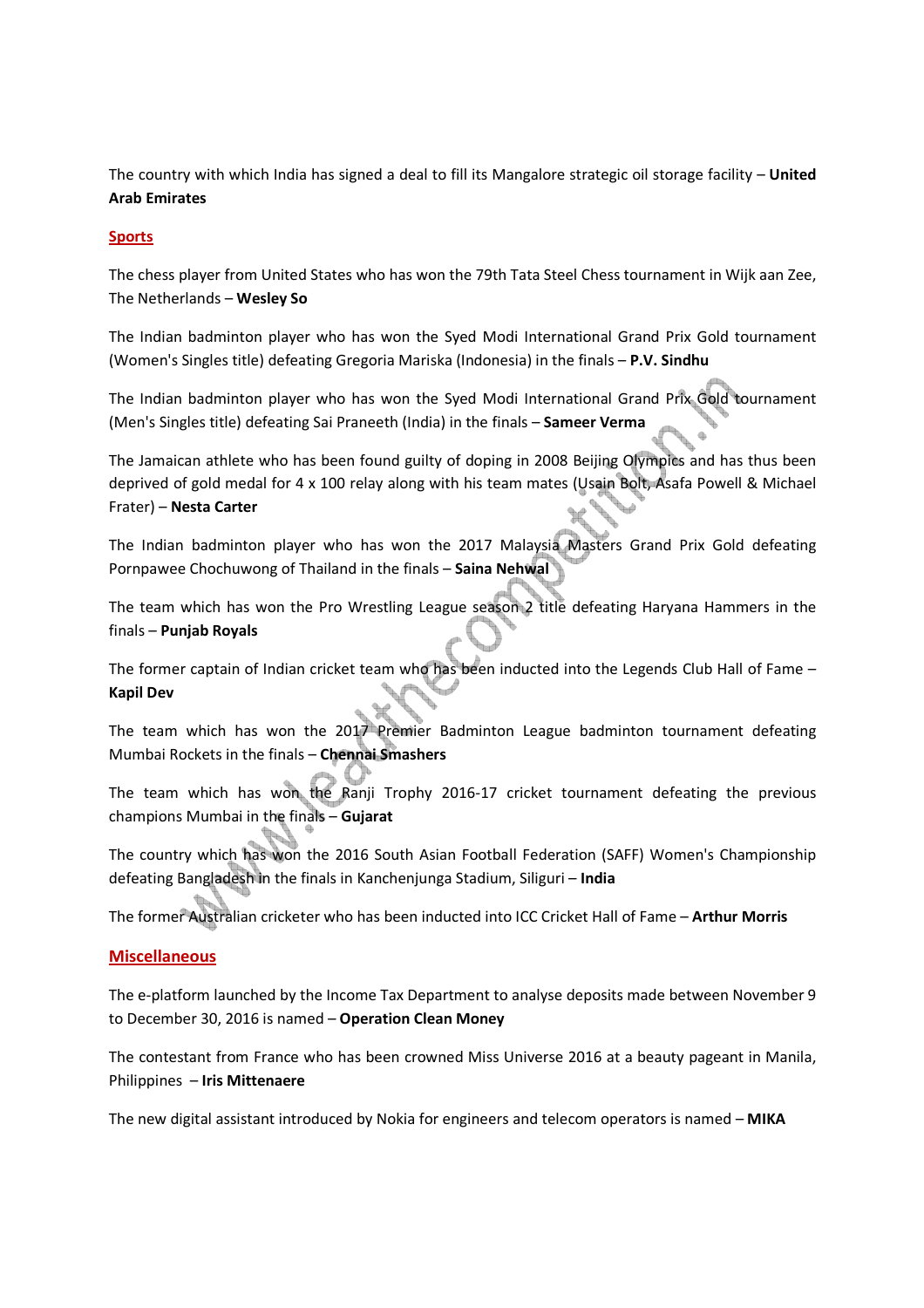The country with which India has signed a deal to fill its Mangalore strategic oil storage facility – **United Arab Emirates**

## Sports

The chess player from United States who has won the 79th Tata Steel Chess tournament in Wijk aan Zee, The Netherlands – **Wesley So**

The Indian badminton player who has won the Syed Modi International Grand Prix Gold tournament (Women's Singles title) defeating Gregoria Mariska (Indonesia) in the finals – **P.V. Sindhu**

The Indian badminton player who has won the Syed Modi International Grand Prix Gold tournament (Men's Singles title) defeating Sai Praneeth (India) in the finals – **Sameer Verma**

The Jamaican athlete who has been found guilty of doping in 2008 Beijing Olympics and has thus been deprived of gold medal for 4 x 100 relay along with his team mates (Usain Bolt, Asafa Powell & Michael Frater) – **Nesta Carter**

The Indian badminton player who has won the 2017 Malaysia Masters Grand Prix Gold defeating Pornpawee Chochuwong of Thailand in the finals – **Saina Nehwal**

The team which has won the Pro Wrestling League season 2 title defeating Haryana Hammers in the finals – **Punjab Royals**

The former captain of Indian cricket team who has been inducted into the Legends Club Hall of Fame – **Kapil Dev**

The team which has won the 2017 Premier Badminton League badminton tournament defeating Mumbai Rockets in the finals – **Chennai Smashers**

The team which has won the Ranji Trophy 2016-17 cricket tournament defeating the previous champions Mumbai in the finals – **Gujarat**

The country which has won the 2016 South Asian Football Federation (SAFF) Women's Championship defeating Bangladesh in the finals in Kanchenjunga Stadium, Siliguri – **India**

The former Australian cricketer who has been inducted into ICC Cricket Hall of Fame – **Arthur Morris**

## Miscellaneous

The e-platform launched by the Income Tax Department to analyse deposits made between November 9 to December 30, 2016 is named – **Operation Clean Money**

The contestant from France who has been crowned Miss Universe 2016 at a beauty pageant in Manila, Philippines – **Iris Mittenaere**

The new digital assistant introduced by Nokia for engineers and telecom operators is named – **MIKA**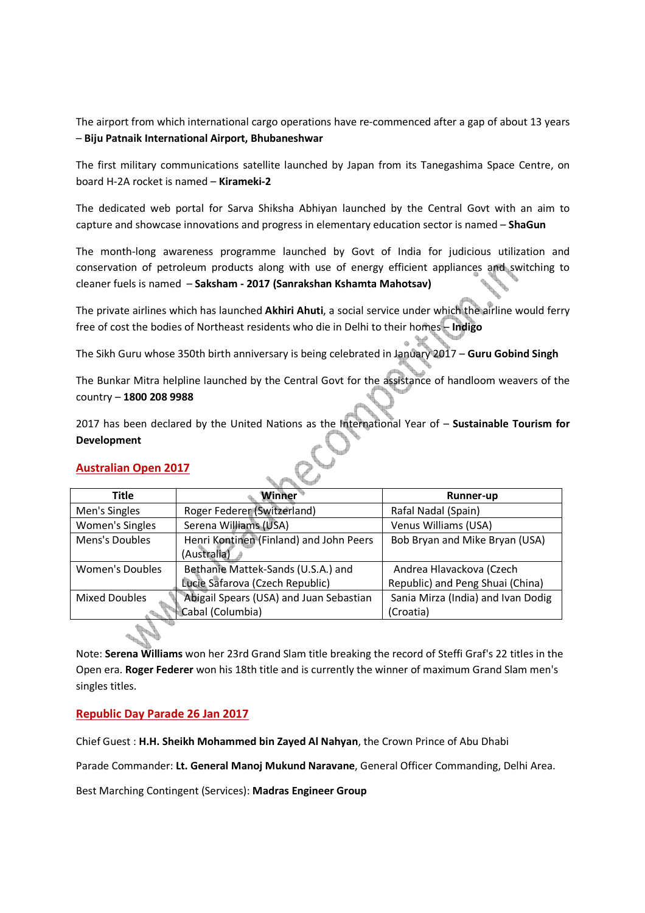The airport from which international cargo operations have re-commenced after a gap of about 13 years – **Biju Patnaik International Airport, Bhubaneshwar**

The first military communications satellite launched by Japan from its Tanegashima Space Centre, on board H-2A rocket is named – **Kirameki-2**

The dedicated web portal for Sarva Shiksha Abhiyan launched by the Central Govt with an aim to capture and showcase innovations and progress in elementary education sector is named – **ShaGun**

The month-long awareness programme launched by Govt of India for judicious utilization and conservation of petroleum products along with use of energy efficient appliances and switching to cleaner fuels is named – **Saksham - 2017 (Sanrakshan Kshamta Mahotsav)**

The private airlines which has launched **Akhiri Ahuti**, a social service under which the airline would ferry free of cost the bodies of Northeast residents who die in Delhi to their homes – **Indigo**

The Sikh Guru whose 350th birth anniversary is being celebrated in January 2017 – **Guru Gobind Singh**

The Bunkar Mitra helpline launched by the Central Govt for the assistance of handloom weavers of the country – **1800 208 9988**

2017 has been declared by the United Nations as the International Year of – **Sustainable Tourism for Development**

## Australian Open 2017

| Title | Winner | Runner-up |
|---|---|---|
| Men's Singles | Roger Federer (Switzerland) | Rafal Nadal (Spain) |
| Women's Singles | Serena Williams (USA) | Venus Williams (USA) |
| Mens's Doubles | Henri Kontinen (Finland) and John Peers (Australia) | Bob Bryan and Mike Bryan (USA) |
| Women's Doubles | Bethanie Mattek-Sands (U.S.A.) and Lucie Safarova (Czech Republic) | Andrea Hlavackova (Czech Republic) and Peng Shuai (China) |
| Mixed Doubles | Abigail Spears (USA) and Juan Sebastian Cabal (Columbia) | Sania Mirza (India) and Ivan Dodig (Croatia) |

Note: **Serena Williams** won her 23rd Grand Slam title breaking the record of Steffi Graf's 22 titles in the Open era. **Roger Federer** won his 18th title and is currently the winner of maximum Grand Slam men's singles titles.

## Republic Day Parade 26 Jan 2017

Chief Guest : **H.H. Sheikh Mohammed bin Zayed Al Nahyan**, the Crown Prince of Abu Dhabi

Parade Commander: **Lt. General Manoj Mukund Naravane**, General Officer Commanding, Delhi Area.

Best Marching Contingent (Services): **Madras Engineer Group**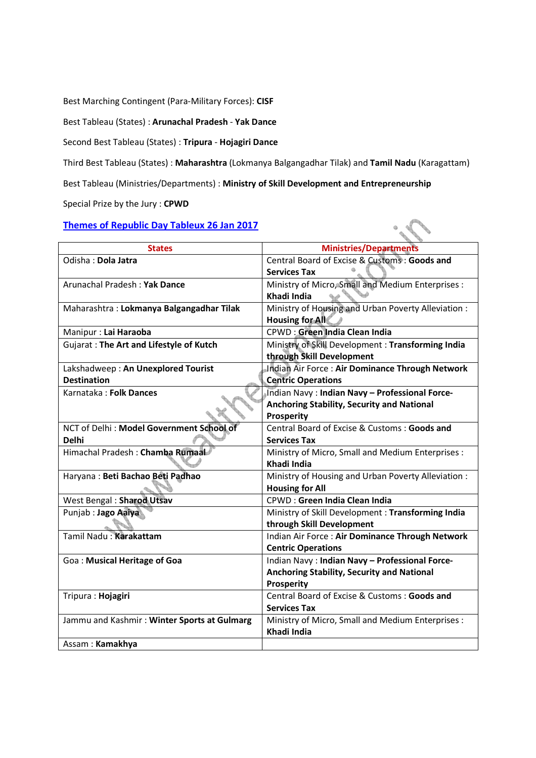Best Marching Contingent (Para-Military Forces): **CISF**

Best Tableau (States) : **Arunachal Pradesh** - **Yak Dance**

Second Best Tableau (States) : **Tripura** - **Hojagiri Dance**

Third Best Tableau (States) : **Maharashtra** (Lokmanya Balgangadhar Tilak) and **Tamil Nadu** (Karagattam)

Best Tableau (Ministries/Departments) : **Ministry of Skill Development and Entrepreneurship**

Special Prize by the Jury : **CPWD**

## Themes of Republic Day Tableux 26 Jan 2017

| States | Ministries/Departments |
|---|---|
| Odisha : **Dola Jatra** | Central Board of Excise & Customs : **Goods and Services Tax** |
| Arunachal Pradesh : **Yak Dance** | Ministry of Micro, Small and Medium Enterprises : **Khadi India** |
| Maharashtra : **Lokmanya Balgangadhar Tilak** | Ministry of Housing and Urban Poverty Alleviation : **Housing for All** |
| Manipur : **Lai Haraoba** | CPWD : **Green India Clean India** |
| Gujarat : **The Art and Lifestyle of Kutch** | Ministry of Skill Development : **Transforming India through Skill Development** |
| Lakshadweep : **An Unexplored Tourist Destination** | Indian Air Force : **Air Dominance Through Network Centric Operations** |
| Karnataka : **Folk Dances** | Indian Navy : **Indian Navy – Professional Force- Anchoring Stability, Security and National Prosperity** |
| NCT of Delhi : **Model Government School of Delhi** | Central Board of Excise & Customs : **Goods and Services Tax** |
| Himachal Pradesh : **Chamba Rumaal** | Ministry of Micro, Small and Medium Enterprises : **Khadi India** |
| Haryana : **Beti Bachao Beti Padhao** | Ministry of Housing and Urban Poverty Alleviation : **Housing for All** |
| West Bengal : **Sharod Utsav** | CPWD : **Green India Clean India** |
| Punjab : **Jago Aaiya** | Ministry of Skill Development : **Transforming India through Skill Development** |
| Tamil Nadu : **Karakattam** | Indian Air Force : **Air Dominance Through Network Centric Operations** |
| Goa : **Musical Heritage of Goa** | Indian Navy : **Indian Navy – Professional Force- Anchoring Stability, Security and National Prosperity** |
| Tripura : **Hojagiri** | Central Board of Excise & Customs : **Goods and Services Tax** |
| Jammu and Kashmir : **Winter Sports at Gulmarg** | Ministry of Micro, Small and Medium Enterprises : **Khadi India** |
| Assam : **Kamakhya** | |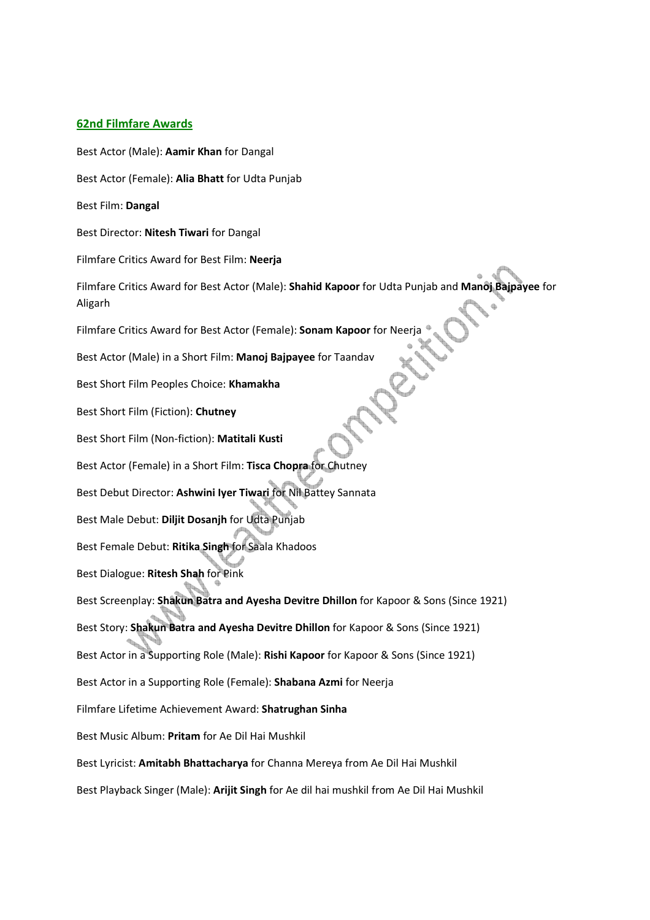## 62nd Filmfare Awards

Best Actor (Male): **Aamir Khan** for Dangal

Best Actor (Female): **Alia Bhatt** for Udta Punjab

Best Film: **Dangal**

Best Director: **Nitesh Tiwari** for Dangal

Filmfare Critics Award for Best Film: **Neerja**

Filmfare Critics Award for Best Actor (Male): **Shahid Kapoor** for Udta Punjab and **Manoj Bajpayee** for Aligarh

Filmfare Critics Award for Best Actor (Female): **Sonam Kapoor** for Neerja

Best Actor (Male) in a Short Film: **Manoj Bajpayee** for Taandav

Best Short Film Peoples Choice: **Khamakha**

Best Short Film (Fiction): **Chutney**

Best Short Film (Non-fiction): **Matitali Kusti**

Best Actor (Female) in a Short Film: **Tisca Chopra** for Chutney

Best Debut Director: **Ashwini Iyer Tiwari** for Nil Battey Sannata

Best Male Debut: **Diljit Dosanjh** for Udta Punjab

Best Female Debut: **Ritika Singh** for Saala Khadoos

Best Dialogue: **Ritesh Shah** for Pink

Best Screenplay: **Shakun Batra and Ayesha Devitre Dhillon** for Kapoor & Sons (Since 1921)

Best Story: **Shakun Batra and Ayesha Devitre Dhillon** for Kapoor & Sons (Since 1921)

Best Actor in a Supporting Role (Male): **Rishi Kapoor** for Kapoor & Sons (Since 1921)

Best Actor in a Supporting Role (Female): **Shabana Azmi** for Neerja

Filmfare Lifetime Achievement Award: **Shatrughan Sinha**

Best Music Album: **Pritam** for Ae Dil Hai Mushkil

Best Lyricist: **Amitabh Bhattacharya** for Channa Mereya from Ae Dil Hai Mushkil

Best Playback Singer (Male): **Arijit Singh** for Ae dil hai mushkil from Ae Dil Hai Mushkil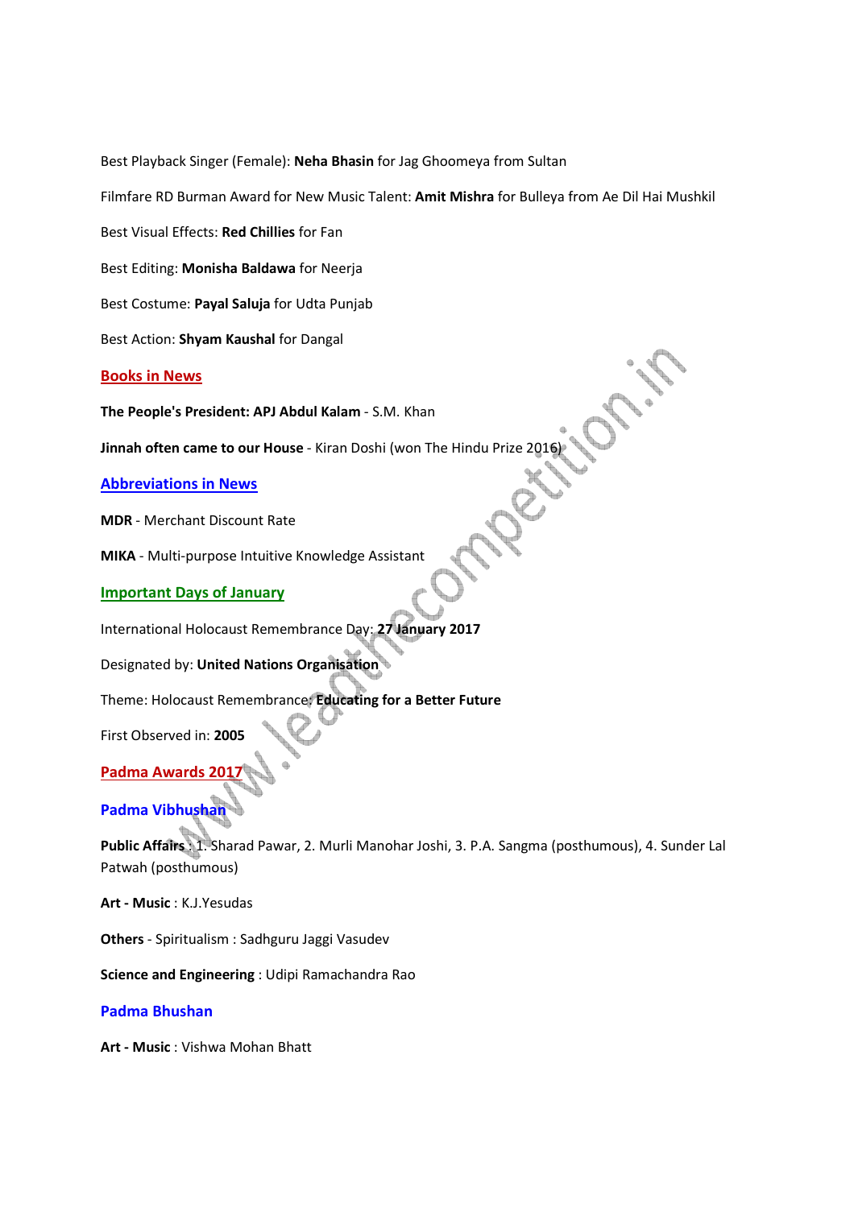Best Playback Singer (Female): **Neha Bhasin** for Jag Ghoomeya from Sultan

Filmfare RD Burman Award for New Music Talent: **Amit Mishra** for Bulleya from Ae Dil Hai Mushkil

Best Visual Effects: **Red Chillies** for Fan

Best Editing: **Monisha Baldawa** for Neerja

Best Costume: **Payal Saluja** for Udta Punjab

Best Action: **Shyam Kaushal** for Dangal

## Books in News

**The People's President: APJ Abdul Kalam** - S.M. Khan

**Jinnah often came to our House** - Kiran Doshi (won The Hindu Prize 2016)

## Abbreviations in News

**MDR** - Merchant Discount Rate

**MIKA** - Multi-purpose Intuitive Knowledge Assistant

## Important Days of January

International Holocaust Remembrance Day: **27 January 2017**

Designated by: **United Nations Organisation**

Theme: Holocaust Remembrance: **Educating for a Better Future**

First Observed in: **2005**

## Padma Awards 2017

### Padma Vibhushan

**Public Affairs** : 1. Sharad Pawar, 2. Murli Manohar Joshi, 3. P.A. Sangma (posthumous), 4. Sunder Lal Patwah (posthumous)

**Art - Music** : K.J.Yesudas

**Others** - Spiritualism : Sadhguru Jaggi Vasudev

**Science and Engineering** : Udipi Ramachandra Rao

### Padma Bhushan

**Art - Music** : Vishwa Mohan Bhatt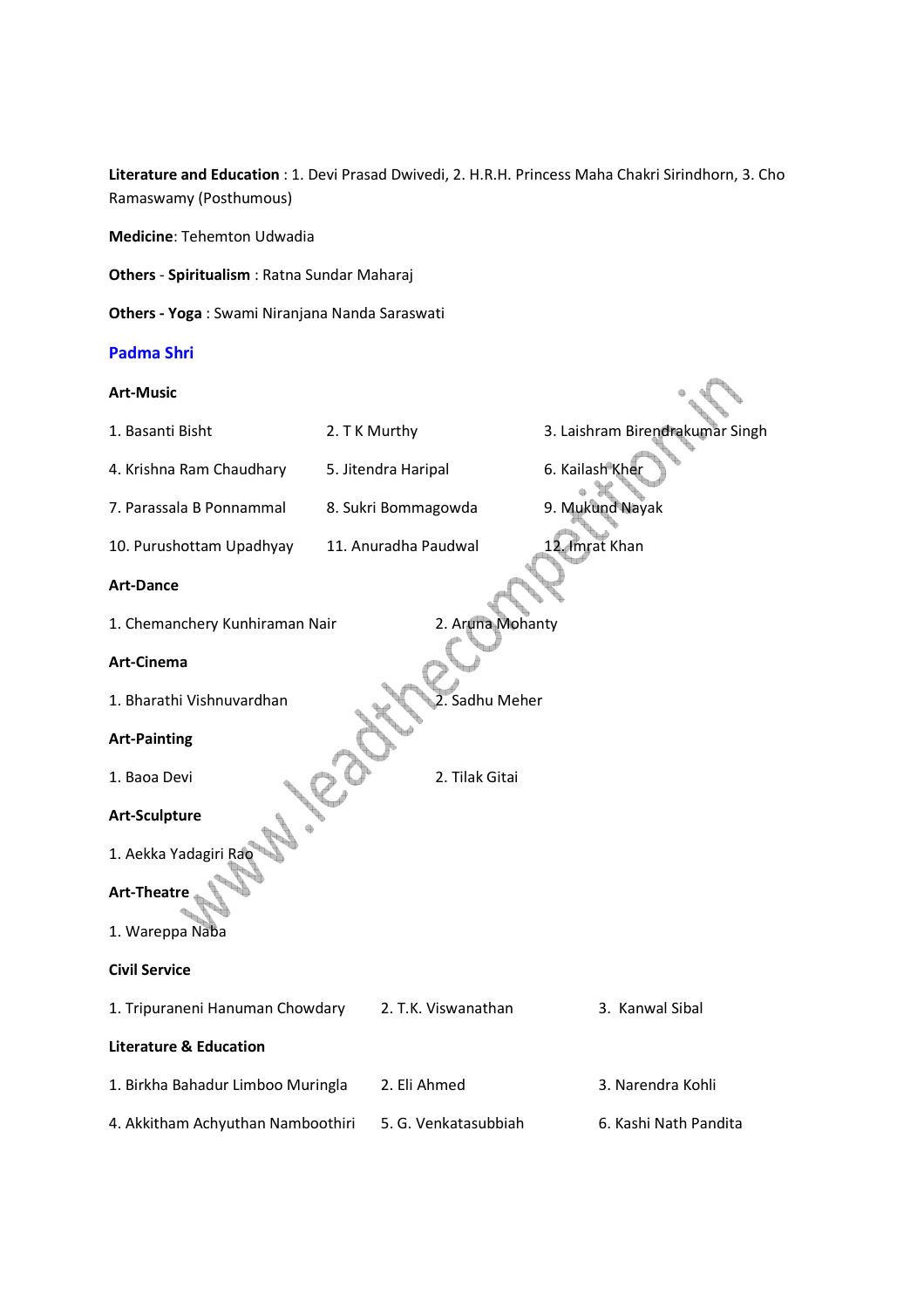**Literature and Education** : 1. Devi Prasad Dwivedi, 2. H.R.H. Princess Maha Chakri Sirindhorn, 3. Cho Ramaswamy (Posthumous)

**Medicine**: Tehemton Udwadia

**Others** - **Spiritualism** : Ratna Sundar Maharaj

**Others - Yoga** : Swami Niranjana Nanda Saraswati

## Padma Shri

**Art-Music**

1. Basanti Bisht
2. T K Murthy
3. Laishram Birendrakumar Singh
4. Krishna Ram Chaudhary
5. Jitendra Haripal
6. Kailash Kher
7. Parassala B Ponnammal
8. Sukri Bommagowda
9. Mukund Nayak
10. Purushottam Upadhyay
11. Anuradha Paudwal
12. Imrat Khan

**Art-Dance**

1. Chemanchery Kunhiraman Nair
2. Aruna Mohanty

**Art-Cinema**

1. Bharathi Vishnuvardhan
2. Sadhu Meher

**Art-Painting**

1. Baoa Devi
2. Tilak Gitai

**Art-Sculpture**

1. Aekka Yadagiri Rao

**Art-Theatre**

1. Wareppa Naba

**Civil Service**

1. Tripuraneni Hanuman Chowdary
2. T.K. Viswanathan
3. Kanwal Sibal

**Literature & Education**

1. Birkha Bahadur Limboo Muringla
2. Eli Ahmed
3. Narendra Kohli
4. Akkitham Achyuthan Namboothiri
5. G. Venkatasubbiah
6. Kashi Nath Pandita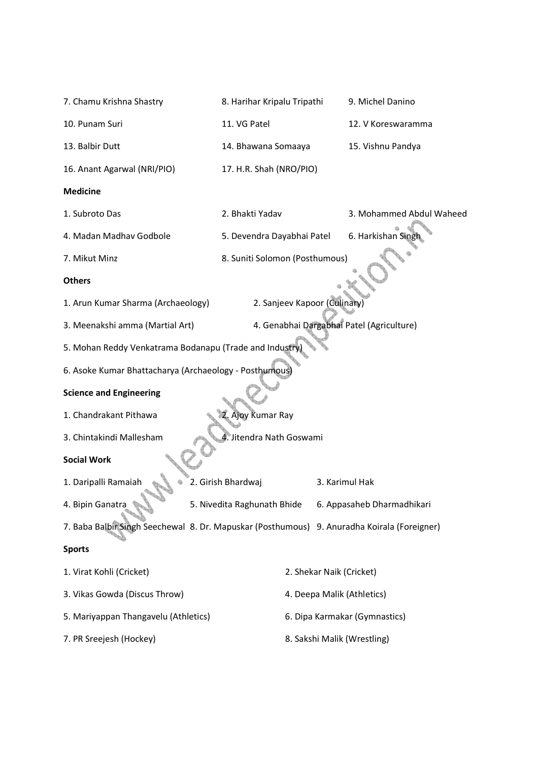7. Chamu Krishna Shastry
8. Harihar Kripalu Tripathi
9. Michel Danino
10. Punam Suri
11. VG Patel
12. V Koreswaramma
13. Balbir Dutt
14. Bhawana Somaaya
15. Vishnu Pandya
16. Anant Agarwal (NRI/PIO)
17. H.R. Shah (NRO/PIO)

**Medicine**

1. Subroto Das
2. Bhakti Yadav
3. Mohammed Abdul Waheed
4. Madan Madhav Godbole
5. Devendra Dayabhai Patel
6. Harkishan Singh
7. Mikut Minz
8. Suniti Solomon (Posthumous)

**Others**

1. Arun Kumar Sharma (Archaeology)
2. Sanjeev Kapoor (Culinary)
3. Meenakshi amma (Martial Art)
4. Genabhai Dargabhai Patel (Agriculture)
5. Mohan Reddy Venkatrama Bodanapu (Trade and Industry)
6. Asoke Kumar Bhattacharya (Archaeology - Posthumous)

**Science and Engineering**

1. Chandrakant Pithawa
2. Ajoy Kumar Ray
3. Chintakindi Mallesham
4. Jitendra Nath Goswami

**Social Work**

1. Daripalli Ramaiah
2. Girish Bhardwaj
3. Karimul Hak
4. Bipin Ganatra
5. Nivedita Raghunath Bhide
6. Appasaheb Dharmadhikari
7. Baba Balbir Singh Seechewal
8. Dr. Mapuskar (Posthumous)
9. Anuradha Koirala (Foreigner)

**Sports**

1. Virat Kohli (Cricket)
2. Shekar Naik (Cricket)
3. Vikas Gowda (Discus Throw)
4. Deepa Malik (Athletics)
5. Mariyappan Thangavelu (Athletics)
6. Dipa Karmakar (Gymnastics)
7. PR Sreejesh (Hockey)
8. Sakshi Malik (Wrestling)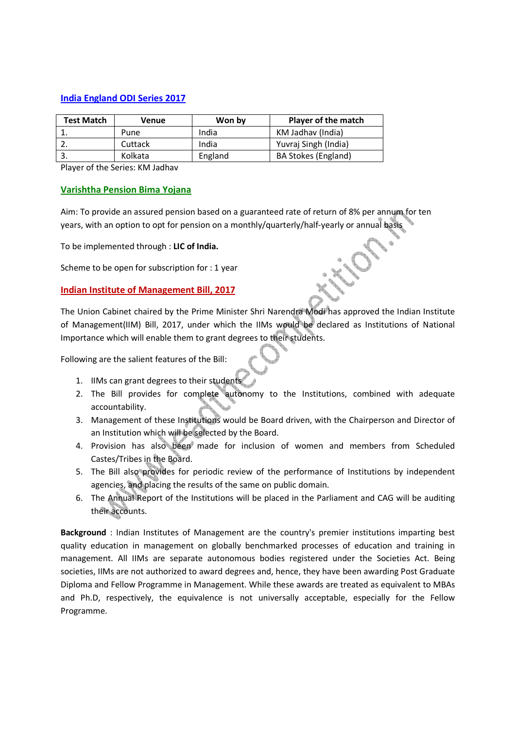## India England ODI Series 2017

| Test Match | Venue | Won by | Player of the match |
|---|---|---|---|
| 1. | Pune | India | KM Jadhav (India) |
| 2. | Cuttack | India | Yuvraj Singh (India) |
| 3. | Kolkata | England | BA Stokes (England) |

Player of the Series: KM Jadhav

## Varishtha Pension Bima Yojana

Aim: To provide an assured pension based on a guaranteed rate of return of 8% per annum for ten years, with an option to opt for pension on a monthly/quarterly/half-yearly or annual basis

To be implemented through : **LIC of India.**

Scheme to be open for subscription for : 1 year

## Indian Institute of Management Bill, 2017

The Union Cabinet chaired by the Prime Minister Shri Narendra Modi has approved the Indian Institute of Management(IIM) Bill, 2017, under which the IIMs would be declared as Institutions of National Importance which will enable them to grant degrees to their students.

Following are the salient features of the Bill:

1. IIMs can grant degrees to their students
2. The Bill provides for complete autonomy to the Institutions, combined with adequate accountability.
3. Management of these Institutions would be Board driven, with the Chairperson and Director of an Institution which will be selected by the Board.
4. Provision has also been made for inclusion of women and members from Scheduled Castes/Tribes in the Board.
5. The Bill also provides for periodic review of the performance of Institutions by independent agencies, and placing the results of the same on public domain.
6. The Annual Report of the Institutions will be placed in the Parliament and CAG will be auditing their accounts.

**Background** : Indian Institutes of Management are the country's premier institutions imparting best quality education in management on globally benchmarked processes of education and training in management. All IIMs are separate autonomous bodies registered under the Societies Act. Being societies, IIMs are not authorized to award degrees and, hence, they have been awarding Post Graduate Diploma and Fellow Programme in Management. While these awards are treated as equivalent to MBAs and Ph.D, respectively, the equivalence is not universally acceptable, especially for the Fellow Programme.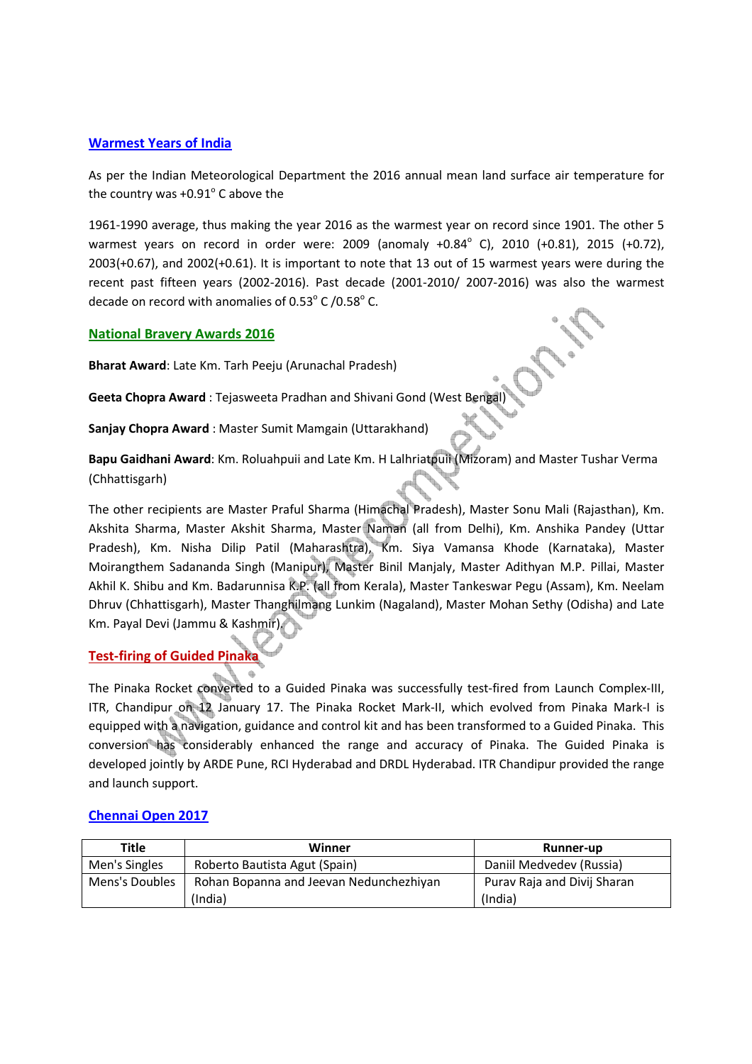## Warmest Years of India

As per the Indian Meteorological Department the 2016 annual mean land surface air temperature for the country was +0.91° C above the

1961-1990 average, thus making the year 2016 as the warmest year on record since 1901. The other 5 warmest years on record in order were: 2009 (anomaly +0.84° C), 2010 (+0.81), 2015 (+0.72), 2003(+0.67), and 2002(+0.61). It is important to note that 13 out of 15 warmest years were during the recent past fifteen years (2002-2016). Past decade (2001-2010/ 2007-2016) was also the warmest decade on record with anomalies of 0.53° C /0.58° C.

## National Bravery Awards 2016

**Bharat Award**: Late Km. Tarh Peeju (Arunachal Pradesh)

**Geeta Chopra Award** : Tejasweeta Pradhan and Shivani Gond (West Bengal)

**Sanjay Chopra Award** : Master Sumit Mamgain (Uttarakhand)

**Bapu Gaidhani Award**: Km. Roluahpuii and Late Km. H Lalhriatpuii (Mizoram) and Master Tushar Verma (Chhattisgarh)

The other recipients are Master Praful Sharma (Himachal Pradesh), Master Sonu Mali (Rajasthan), Km. Akshita Sharma, Master Akshit Sharma, Master Naman (all from Delhi), Km. Anshika Pandey (Uttar Pradesh), Km. Nisha Dilip Patil (Maharashtra), Km. Siya Vamansa Khode (Karnataka), Master Moirangthem Sadananda Singh (Manipur), Master Binil Manjaly, Master Adithyan M.P. Pillai, Master Akhil K. Shibu and Km. Badarunnisa K.P. (all from Kerala), Master Tankeswar Pegu (Assam), Km. Neelam Dhruv (Chhattisgarh), Master Thanghilmang Lunkim (Nagaland), Master Mohan Sethy (Odisha) and Late Km. Payal Devi (Jammu & Kashmir).

## Test-firing of Guided Pinaka

The Pinaka Rocket converted to a Guided Pinaka was successfully test-fired from Launch Complex-III, ITR, Chandipur on 12 January 17. The Pinaka Rocket Mark-II, which evolved from Pinaka Mark-I is equipped with a navigation, guidance and control kit and has been transformed to a Guided Pinaka. This conversion has considerably enhanced the range and accuracy of Pinaka. The Guided Pinaka is developed jointly by ARDE Pune, RCI Hyderabad and DRDL Hyderabad. ITR Chandipur provided the range and launch support.

## Chennai Open 2017

| Title | Winner | Runner-up |
|---|---|---|
| Men's Singles | Roberto Bautista Agut (Spain) | Daniil Medvedev (Russia) |
| Mens's Doubles | Rohan Bopanna and Jeevan Nedunchezhiyan (India) | Purav Raja and Divij Sharan (India) |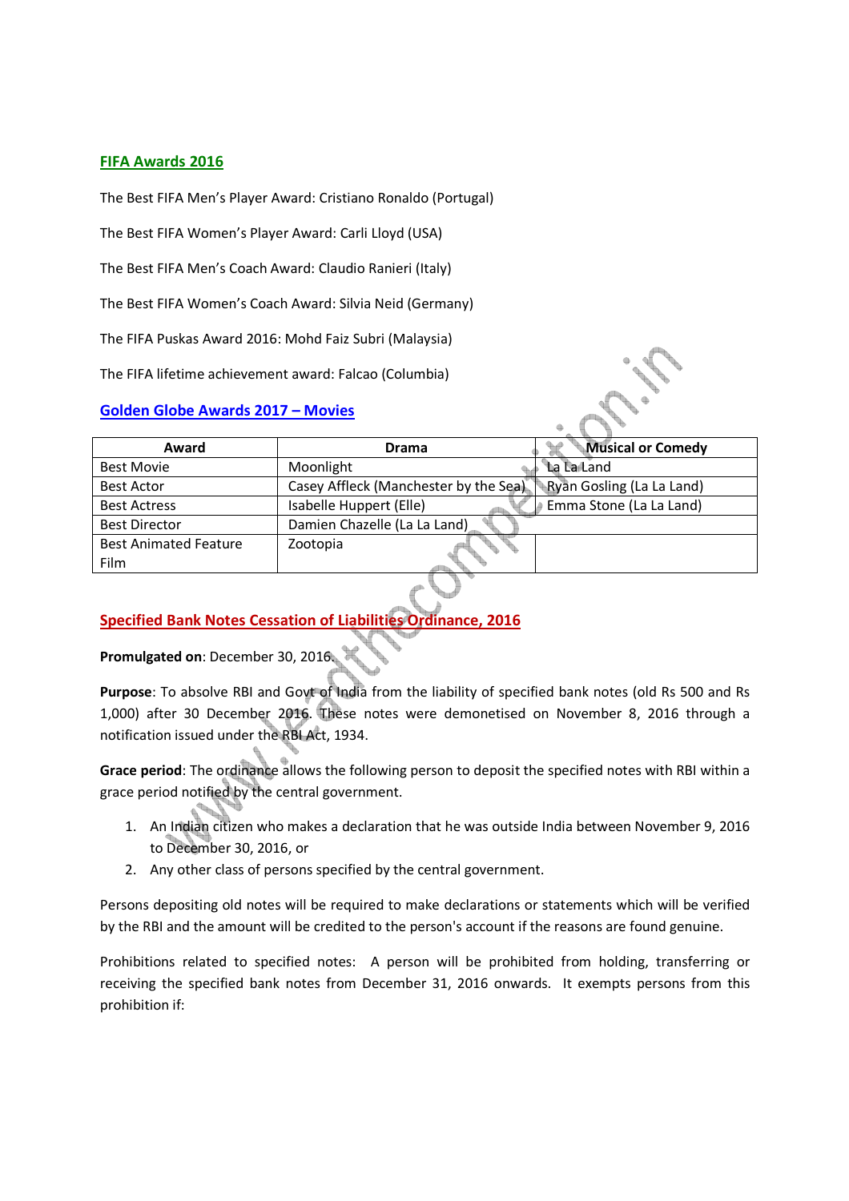## FIFA Awards 2016

The Best FIFA Men's Player Award: Cristiano Ronaldo (Portugal)

The Best FIFA Women's Player Award: Carli Lloyd (USA)

The Best FIFA Men's Coach Award: Claudio Ranieri (Italy)

The Best FIFA Women's Coach Award: Silvia Neid (Germany)

The FIFA Puskas Award 2016: Mohd Faiz Subri (Malaysia)

The FIFA lifetime achievement award: Falcao (Columbia)

## Golden Globe Awards 2017 – Movies

| Award | Drama | Musical or Comedy |
|---|---|---|
| Best Movie | Moonlight | La La Land |
| Best Actor | Casey Affleck (Manchester by the Sea) | Ryan Gosling (La La Land) |
| Best Actress | Isabelle Huppert (Elle) | Emma Stone (La La Land) |
| Best Director | Damien Chazelle (La La Land) | |
| Best Animated Feature Film | Zootopia | |

## Specified Bank Notes Cessation of Liabilities Ordinance, 2016

**Promulgated on**: December 30, 2016.

**Purpose**: To absolve RBI and Govt of India from the liability of specified bank notes (old Rs 500 and Rs 1,000) after 30 December 2016. These notes were demonetised on November 8, 2016 through a notification issued under the RBI Act, 1934.

**Grace period**: The ordinance allows the following person to deposit the specified notes with RBI within a grace period notified by the central government.

1. An Indian citizen who makes a declaration that he was outside India between November 9, 2016 to December 30, 2016, or
2. Any other class of persons specified by the central government.

Persons depositing old notes will be required to make declarations or statements which will be verified by the RBI and the amount will be credited to the person's account if the reasons are found genuine.

Prohibitions related to specified notes: A person will be prohibited from holding, transferring or receiving the specified bank notes from December 31, 2016 onwards. It exempts persons from this prohibition if: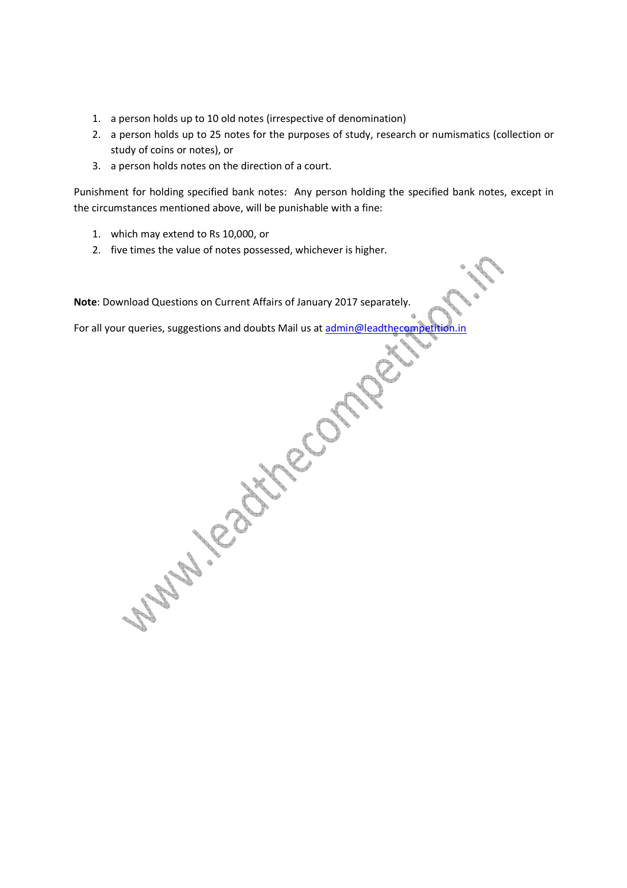1. a person holds up to 10 old notes (irrespective of denomination)
2. a person holds up to 25 notes for the purposes of study, research or numismatics (collection or study of coins or notes), or
3. a person holds notes on the direction of a court.

Punishment for holding specified bank notes: Any person holding the specified bank notes, except in the circumstances mentioned above, will be punishable with a fine:

1. which may extend to Rs 10,000, or
2. five times the value of notes possessed, whichever is higher.

**Note**: Download Questions on Current Affairs of January 2017 separately.

For all your queries, suggestions and doubts Mail us at admin@leadthecompetition.in